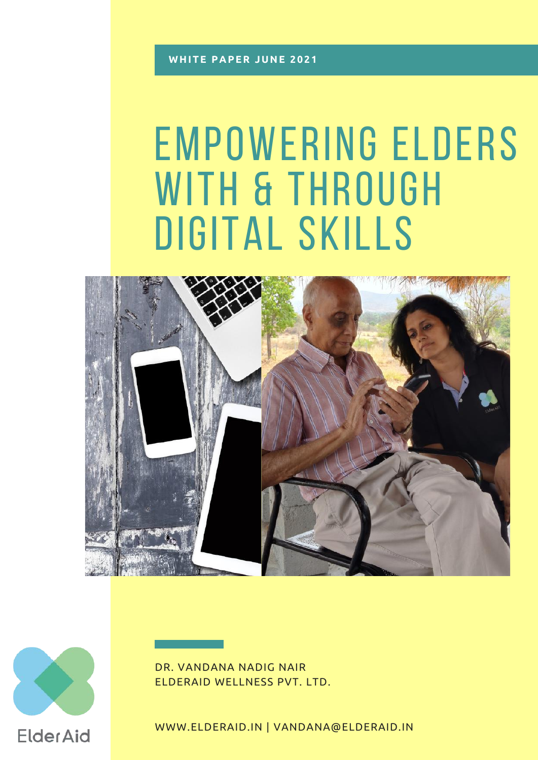WHITE PAPER JUNE 2021

# EMPOWERING ELDERS WITH & THROUGH DIGITAL SKILLS

DR. VANDANA NADIG NAIR
ELDERAID WELLNESS PVT. LTD.

WWW.ELDERAID.IN | VANDANA@ELDERAID.IN

ElderAid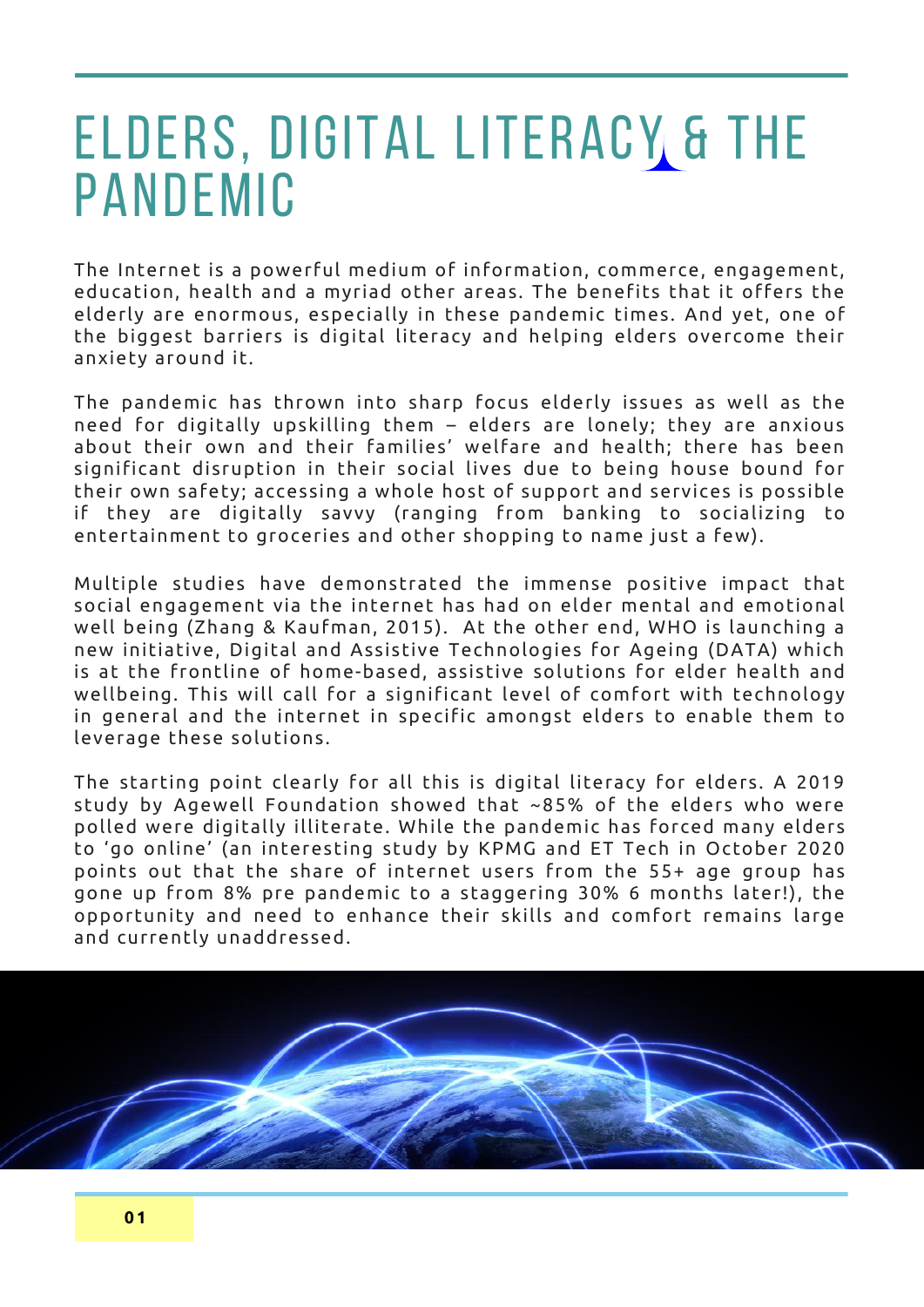# ELDERS, DIGITAL LITERACY & THE PANDEMIC

The Internet is a powerful medium of information, commerce, engagement, education, health and a myriad other areas. The benefits that it offers the elderly are enormous, especially in these pandemic times. And yet, one of the biggest barriers is digital literacy and helping elders overcome their anxiety around it.

The pandemic has thrown into sharp focus elderly issues as well as the need for digitally upskilling them – elders are lonely; they are anxious about their own and their families' welfare and health; there has been significant disruption in their social lives due to being house bound for their own safety; accessing a whole host of support and services is possible if they are digitally savvy (ranging from banking to socializing to entertainment to groceries and other shopping to name just a few).

Multiple studies have demonstrated the immense positive impact that social engagement via the internet has had on elder mental and emotional well being (Zhang & Kaufman, 2015). At the other end, WHO is launching a new initiative, Digital and Assistive Technologies for Ageing (DATA) which is at the frontline of home-based, assistive solutions for elder health and wellbeing. This will call for a significant level of comfort with technology in general and the internet in specific amongst elders to enable them to leverage these solutions.

The starting point clearly for all this is digital literacy for elders. A 2019 study by Agewell Foundation showed that ~85% of the elders who were polled were digitally illiterate. While the pandemic has forced many elders to 'go online' (an interesting study by KPMG and ET Tech in October 2020 points out that the share of internet users from the 55+ age group has gone up from 8% pre pandemic to a staggering 30% 6 months later!), the opportunity and need to enhance their skills and comfort remains large and currently unaddressed.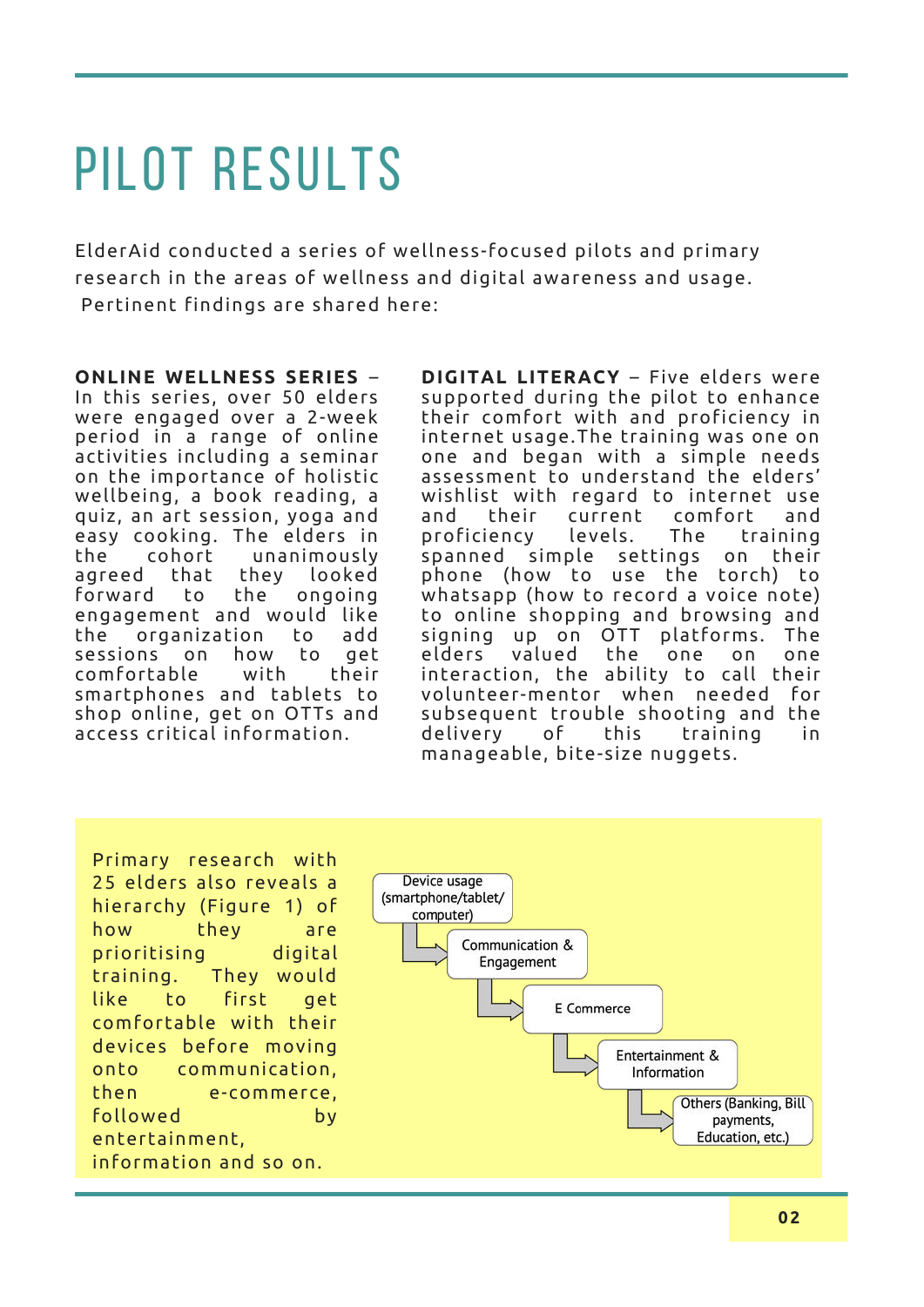# PILOT RESULTS

ElderAid conducted a series of wellness-focused pilots and primary research in the areas of wellness and digital awareness and usage. Pertinent findings are shared here:

**ONLINE WELLNESS SERIES** – In this series, over 50 elders were engaged over a 2-week period in a range of online activities including a seminar on the importance of holistic wellbeing, a book reading, a quiz, an art session, yoga and easy cooking. The elders in the cohort unanimously agreed that they looked forward to the ongoing engagement and would like the organization to add sessions on how to get comfortable with their smartphones and tablets to shop online, get on OTTs and access critical information.

**DIGITAL LITERACY** – Five elders were supported during the pilot to enhance their comfort with and proficiency in internet usage.The training was one on one and began with a simple needs assessment to understand the elders' wishlist with regard to internet use and their current comfort and proficiency levels. The training spanned simple settings on their phone (how to use the torch) to whatsapp (how to record a voice note) to online shopping and browsing and signing up on OTT platforms. The elders valued the one on one interaction, the ability to call their volunteer-mentor when needed for subsequent trouble shooting and the delivery of this training in manageable, bite-size nuggets.

Primary research with 25 elders also reveals a hierarchy (Figure 1) of how they are prioritising digital training. They would like to first get comfortable with their devices before moving onto communication, then e-commerce, followed by entertainment, information and so on.

Device usage (smartphone/tablet/computer) → Communication & Engagement → E Commerce → Entertainment & Information → Others (Banking, Bill payments, Education, etc.)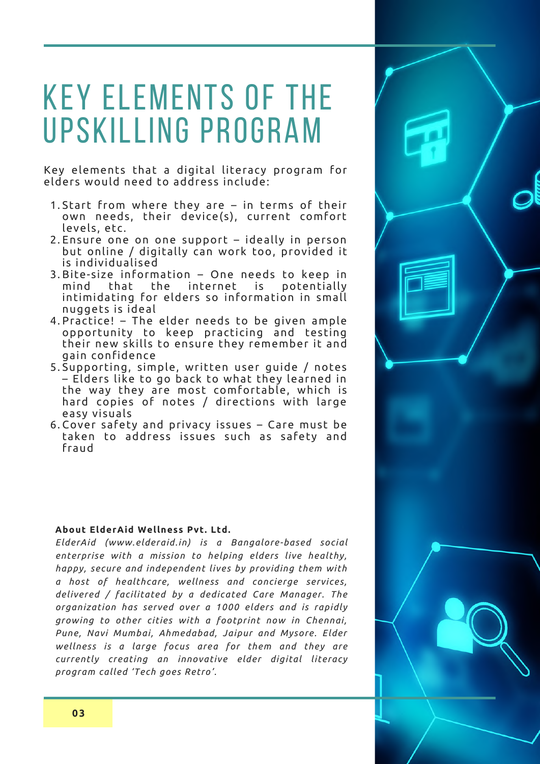# KEY ELEMENTS OF THE UPSKILLING PROGRAM

Key elements that a digital literacy program for elders would need to address include:

1. Start from where they are – in terms of their own needs, their device(s), current comfort levels, etc.
2. Ensure one on one support – ideally in person but online / digitally can work too, provided it is individualised
3. Bite-size information – One needs to keep in mind that the internet is potentially intimidating for elders so information in small nuggets is ideal
4. Practice! – The elder needs to be given ample opportunity to keep practicing and testing their new skills to ensure they remember it and gain confidence
5. Supporting, simple, written user guide / notes – Elders like to go back to what they learned in the way they are most comfortable, which is hard copies of notes / directions with large easy visuals
6. Cover safety and privacy issues – Care must be taken to address issues such as safety and fraud

**About ElderAid Wellness Pvt. Ltd.**

*ElderAid (www.elderaid.in) is a Bangalore-based social enterprise with a mission to helping elders live healthy, happy, secure and independent lives by providing them with a host of healthcare, wellness and concierge services, delivered / facilitated by a dedicated Care Manager. The organization has served over a 1000 elders and is rapidly growing to other cities with a footprint now in Chennai, Pune, Navi Mumbai, Ahmedabad, Jaipur and Mysore. Elder wellness is a large focus area for them and they are currently creating an innovative elder digital literacy program called 'Tech goes Retro'.*